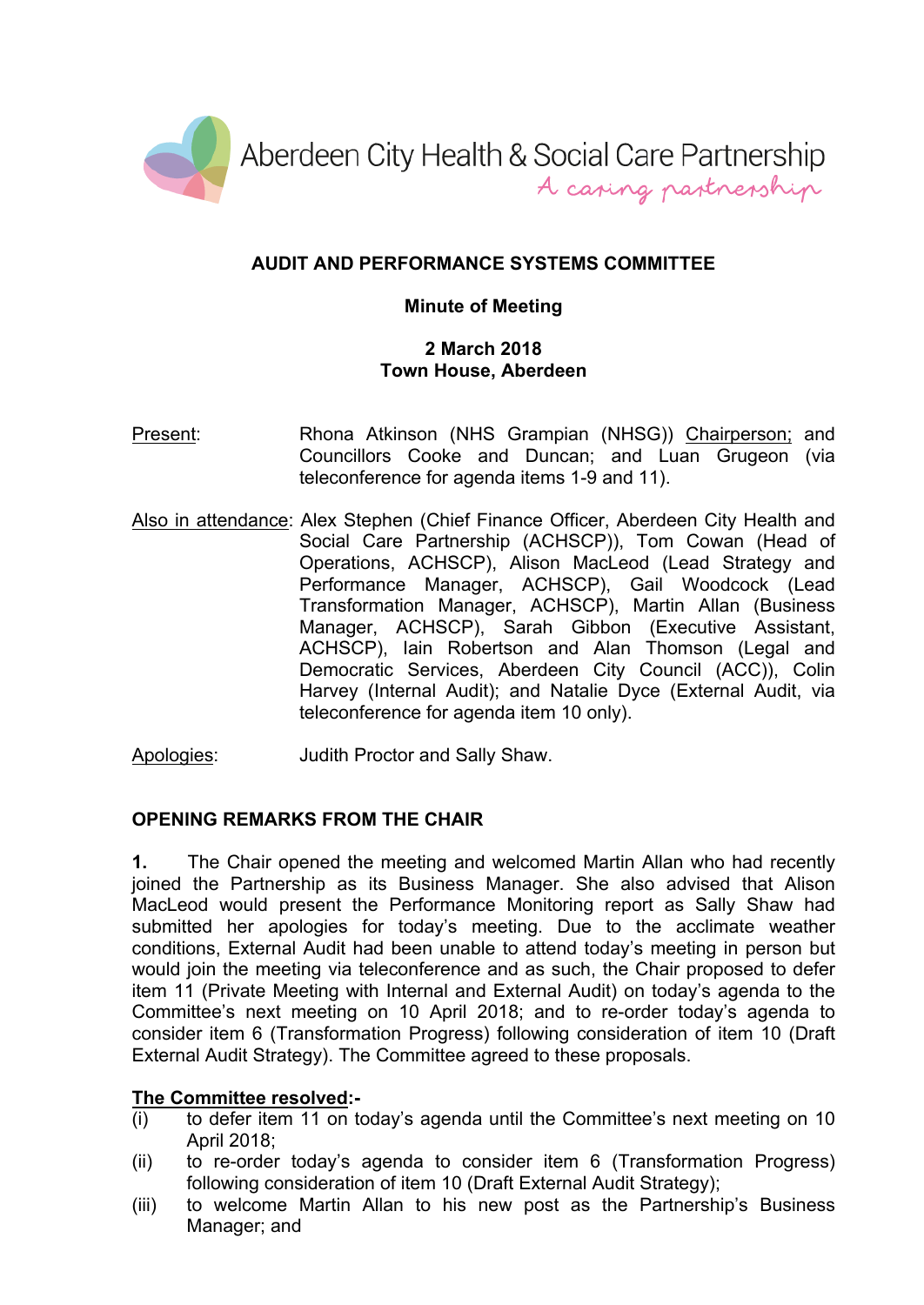Aberdeen City Health & Social Care Partnership

*A caring partnership*

# AUDIT AND PERFORMANCE SYSTEMS COMMITTEE

## Minute of Meeting

**2 March 2018**
**Town House, Aberdeen**

Present: Rhona Atkinson (NHS Grampian (NHSG)) Chairperson; and Councillors Cooke and Duncan; and Luan Grugeon (via teleconference for agenda items 1-9 and 11).

Also in attendance: Alex Stephen (Chief Finance Officer, Aberdeen City Health and Social Care Partnership (ACHSCP)), Tom Cowan (Head of Operations, ACHSCP), Alison MacLeod (Lead Strategy and Performance Manager, ACHSCP), Gail Woodcock (Lead Transformation Manager, ACHSCP), Martin Allan (Business Manager, ACHSCP), Sarah Gibbon (Executive Assistant, ACHSCP), Iain Robertson and Alan Thomson (Legal and Democratic Services, Aberdeen City Council (ACC)), Colin Harvey (Internal Audit); and Natalie Dyce (External Audit, via teleconference for agenda item 10 only).

Apologies: Judith Proctor and Sally Shaw.

### OPENING REMARKS FROM THE CHAIR

**1.** The Chair opened the meeting and welcomed Martin Allan who had recently joined the Partnership as its Business Manager. She also advised that Alison MacLeod would present the Performance Monitoring report as Sally Shaw had submitted her apologies for today's meeting. Due to the acclimate weather conditions, External Audit had been unable to attend today's meeting in person but would join the meeting via teleconference and as such, the Chair proposed to defer item 11 (Private Meeting with Internal and External Audit) on today's agenda to the Committee's next meeting on 10 April 2018; and to re-order today's agenda to consider item 6 (Transformation Progress) following consideration of item 10 (Draft External Audit Strategy). The Committee agreed to these proposals.

**The Committee resolved:-**

(i) to defer item 11 on today's agenda until the Committee's next meeting on 10 April 2018;

(ii) to re-order today's agenda to consider item 6 (Transformation Progress) following consideration of item 10 (Draft External Audit Strategy);

(iii) to welcome Martin Allan to his new post as the Partnership's Business Manager; and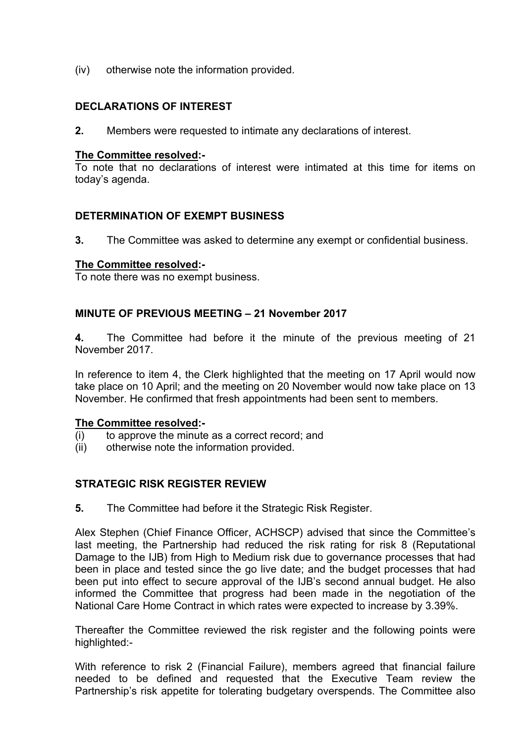(iv) otherwise note the information provided.

**DECLARATIONS OF INTEREST**

**2.** Members were requested to intimate any declarations of interest.

**The Committee resolved:-**
To note that no declarations of interest were intimated at this time for items on today's agenda.

**DETERMINATION OF EXEMPT BUSINESS**

**3.** The Committee was asked to determine any exempt or confidential business.

**The Committee resolved:-**
To note there was no exempt business.

**MINUTE OF PREVIOUS MEETING – 21 November 2017**

**4.** The Committee had before it the minute of the previous meeting of 21 November 2017.

In reference to item 4, the Clerk highlighted that the meeting on 17 April would now take place on 10 April; and the meeting on 20 November would now take place on 13 November. He confirmed that fresh appointments had been sent to members.

**The Committee resolved:-**
(i) to approve the minute as a correct record; and
(ii) otherwise note the information provided.

**STRATEGIC RISK REGISTER REVIEW**

**5.** The Committee had before it the Strategic Risk Register.

Alex Stephen (Chief Finance Officer, ACHSCP) advised that since the Committee's last meeting, the Partnership had reduced the risk rating for risk 8 (Reputational Damage to the IJB) from High to Medium risk due to governance processes that had been in place and tested since the go live date; and the budget processes that had been put into effect to secure approval of the IJB's second annual budget. He also informed the Committee that progress had been made in the negotiation of the National Care Home Contract in which rates were expected to increase by 3.39%.

Thereafter the Committee reviewed the risk register and the following points were highlighted:-

With reference to risk 2 (Financial Failure), members agreed that financial failure needed to be defined and requested that the Executive Team review the Partnership's risk appetite for tolerating budgetary overspends. The Committee also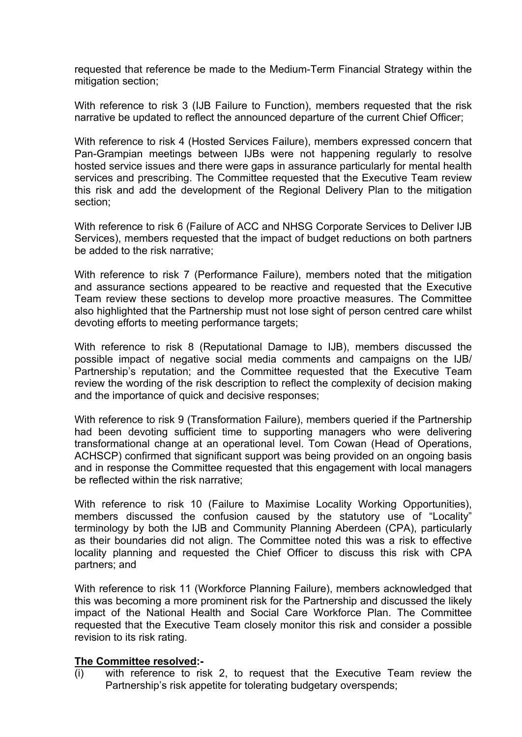requested that reference be made to the Medium-Term Financial Strategy within the mitigation section;

With reference to risk 3 (IJB Failure to Function), members requested that the risk narrative be updated to reflect the announced departure of the current Chief Officer;

With reference to risk 4 (Hosted Services Failure), members expressed concern that Pan-Grampian meetings between IJBs were not happening regularly to resolve hosted service issues and there were gaps in assurance particularly for mental health services and prescribing. The Committee requested that the Executive Team review this risk and add the development of the Regional Delivery Plan to the mitigation section;

With reference to risk 6 (Failure of ACC and NHSG Corporate Services to Deliver IJB Services), members requested that the impact of budget reductions on both partners be added to the risk narrative;

With reference to risk 7 (Performance Failure), members noted that the mitigation and assurance sections appeared to be reactive and requested that the Executive Team review these sections to develop more proactive measures. The Committee also highlighted that the Partnership must not lose sight of person centred care whilst devoting efforts to meeting performance targets;

With reference to risk 8 (Reputational Damage to IJB), members discussed the possible impact of negative social media comments and campaigns on the IJB/ Partnership's reputation; and the Committee requested that the Executive Team review the wording of the risk description to reflect the complexity of decision making and the importance of quick and decisive responses;

With reference to risk 9 (Transformation Failure), members queried if the Partnership had been devoting sufficient time to supporting managers who were delivering transformational change at an operational level. Tom Cowan (Head of Operations, ACHSCP) confirmed that significant support was being provided on an ongoing basis and in response the Committee requested that this engagement with local managers be reflected within the risk narrative;

With reference to risk 10 (Failure to Maximise Locality Working Opportunities), members discussed the confusion caused by the statutory use of "Locality" terminology by both the IJB and Community Planning Aberdeen (CPA), particularly as their boundaries did not align. The Committee noted this was a risk to effective locality planning and requested the Chief Officer to discuss this risk with CPA partners; and

With reference to risk 11 (Workforce Planning Failure), members acknowledged that this was becoming a more prominent risk for the Partnership and discussed the likely impact of the National Health and Social Care Workforce Plan. The Committee requested that the Executive Team closely monitor this risk and consider a possible revision to its risk rating.

**The Committee resolved:-**

(i) with reference to risk 2, to request that the Executive Team review the Partnership's risk appetite for tolerating budgetary overspends;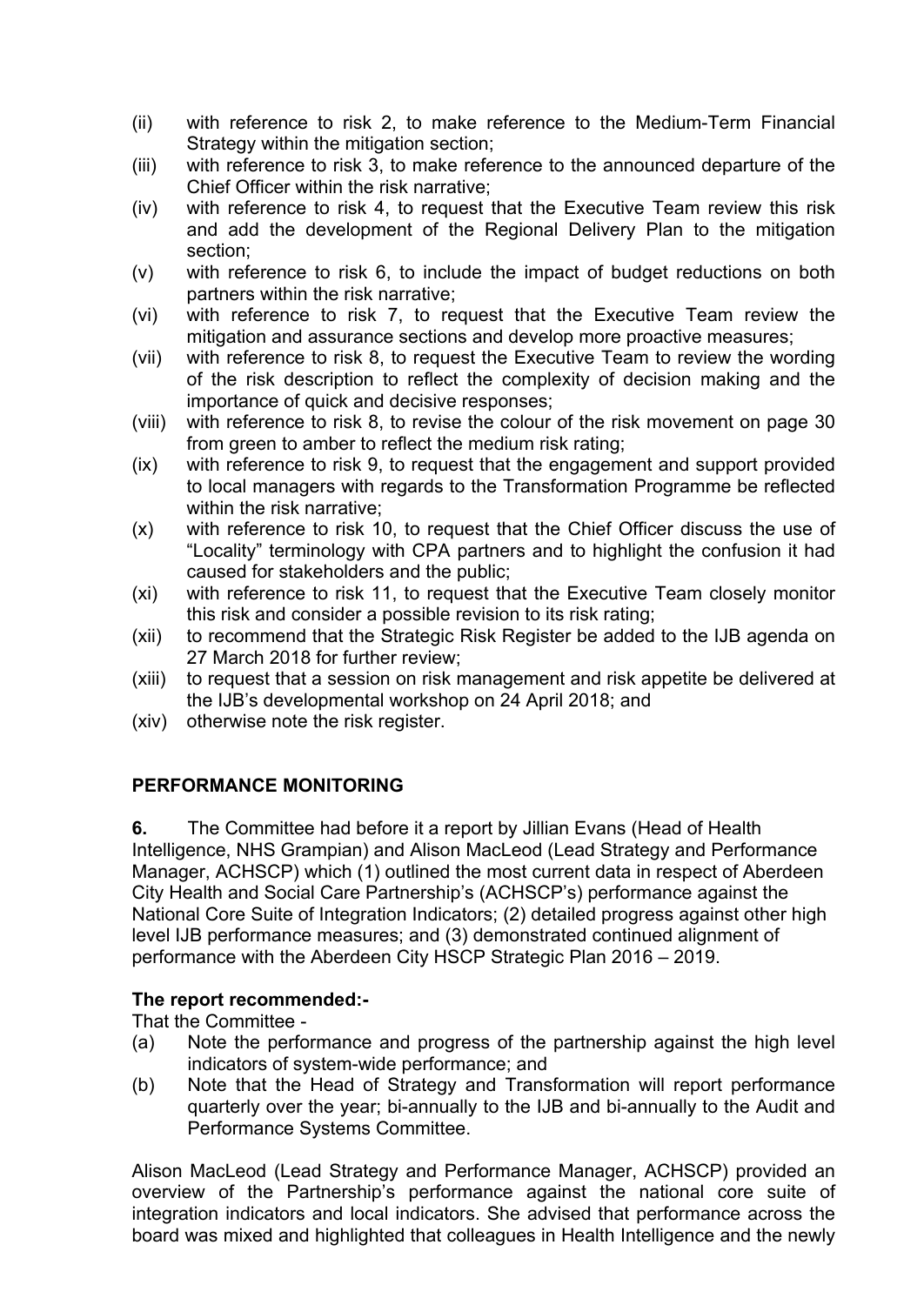(ii) with reference to risk 2, to make reference to the Medium-Term Financial Strategy within the mitigation section;
(iii) with reference to risk 3, to make reference to the announced departure of the Chief Officer within the risk narrative;
(iv) with reference to risk 4, to request that the Executive Team review this risk and add the development of the Regional Delivery Plan to the mitigation section;
(v) with reference to risk 6, to include the impact of budget reductions on both partners within the risk narrative;
(vi) with reference to risk 7, to request that the Executive Team review the mitigation and assurance sections and develop more proactive measures;
(vii) with reference to risk 8, to request the Executive Team to review the wording of the risk description to reflect the complexity of decision making and the importance of quick and decisive responses;
(viii) with reference to risk 8, to revise the colour of the risk movement on page 30 from green to amber to reflect the medium risk rating;
(ix) with reference to risk 9, to request that the engagement and support provided to local managers with regards to the Transformation Programme be reflected within the risk narrative;
(x) with reference to risk 10, to request that the Chief Officer discuss the use of "Locality" terminology with CPA partners and to highlight the confusion it had caused for stakeholders and the public;
(xi) with reference to risk 11, to request that the Executive Team closely monitor this risk and consider a possible revision to its risk rating;
(xii) to recommend that the Strategic Risk Register be added to the IJB agenda on 27 March 2018 for further review;
(xiii) to request that a session on risk management and risk appetite be delivered at the IJB's developmental workshop on 24 April 2018; and
(xiv) otherwise note the risk register.

## PERFORMANCE MONITORING

**6.** The Committee had before it a report by Jillian Evans (Head of Health Intelligence, NHS Grampian) and Alison MacLeod (Lead Strategy and Performance Manager, ACHSCP) which (1) outlined the most current data in respect of Aberdeen City Health and Social Care Partnership's (ACHSCP's) performance against the National Core Suite of Integration Indicators; (2) detailed progress against other high level IJB performance measures; and (3) demonstrated continued alignment of performance with the Aberdeen City HSCP Strategic Plan 2016 – 2019.

**The report recommended:-**

That the Committee -

(a) Note the performance and progress of the partnership against the high level indicators of system-wide performance; and
(b) Note that the Head of Strategy and Transformation will report performance quarterly over the year; bi-annually to the IJB and bi-annually to the Audit and Performance Systems Committee.

Alison MacLeod (Lead Strategy and Performance Manager, ACHSCP) provided an overview of the Partnership's performance against the national core suite of integration indicators and local indicators. She advised that performance across the board was mixed and highlighted that colleagues in Health Intelligence and the newly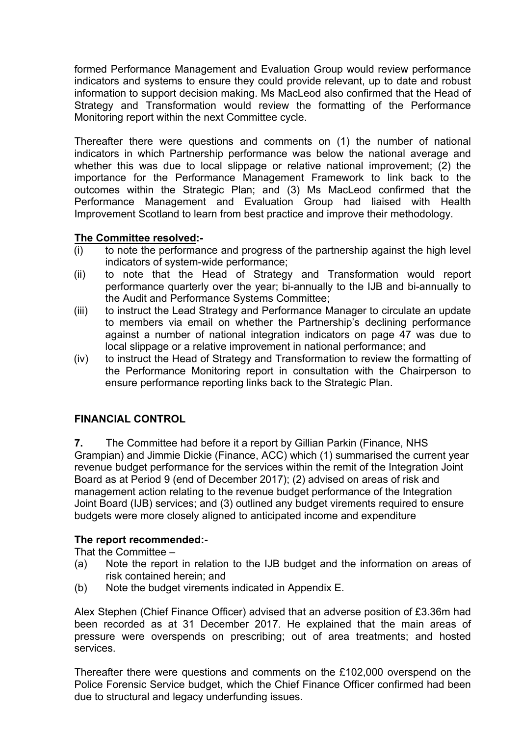formed Performance Management and Evaluation Group would review performance indicators and systems to ensure they could provide relevant, up to date and robust information to support decision making. Ms MacLeod also confirmed that the Head of Strategy and Transformation would review the formatting of the Performance Monitoring report within the next Committee cycle.

Thereafter there were questions and comments on (1) the number of national indicators in which Partnership performance was below the national average and whether this was due to local slippage or relative national improvement; (2) the importance for the Performance Management Framework to link back to the outcomes within the Strategic Plan; and (3) Ms MacLeod confirmed that the Performance Management and Evaluation Group had liaised with Health Improvement Scotland to learn from best practice and improve their methodology.

**The Committee resolved:-**

(i) to note the performance and progress of the partnership against the high level indicators of system-wide performance;
(ii) to note that the Head of Strategy and Transformation would report performance quarterly over the year; bi-annually to the IJB and bi-annually to the Audit and Performance Systems Committee;
(iii) to instruct the Lead Strategy and Performance Manager to circulate an update to members via email on whether the Partnership's declining performance against a number of national integration indicators on page 47 was due to local slippage or a relative improvement in national performance; and
(iv) to instruct the Head of Strategy and Transformation to review the formatting of the Performance Monitoring report in consultation with the Chairperson to ensure performance reporting links back to the Strategic Plan.

## FINANCIAL CONTROL

**7.** The Committee had before it a report by Gillian Parkin (Finance, NHS Grampian) and Jimmie Dickie (Finance, ACC) which (1) summarised the current year revenue budget performance for the services within the remit of the Integration Joint Board as at Period 9 (end of December 2017); (2) advised on areas of risk and management action relating to the revenue budget performance of the Integration Joint Board (IJB) services; and (3) outlined any budget virements required to ensure budgets were more closely aligned to anticipated income and expenditure

**The report recommended:-**

That the Committee –

(a) Note the report in relation to the IJB budget and the information on areas of risk contained herein; and
(b) Note the budget virements indicated in Appendix E.

Alex Stephen (Chief Finance Officer) advised that an adverse position of £3.36m had been recorded as at 31 December 2017. He explained that the main areas of pressure were overspends on prescribing; out of area treatments; and hosted services.

Thereafter there were questions and comments on the £102,000 overspend on the Police Forensic Service budget, which the Chief Finance Officer confirmed had been due to structural and legacy underfunding issues.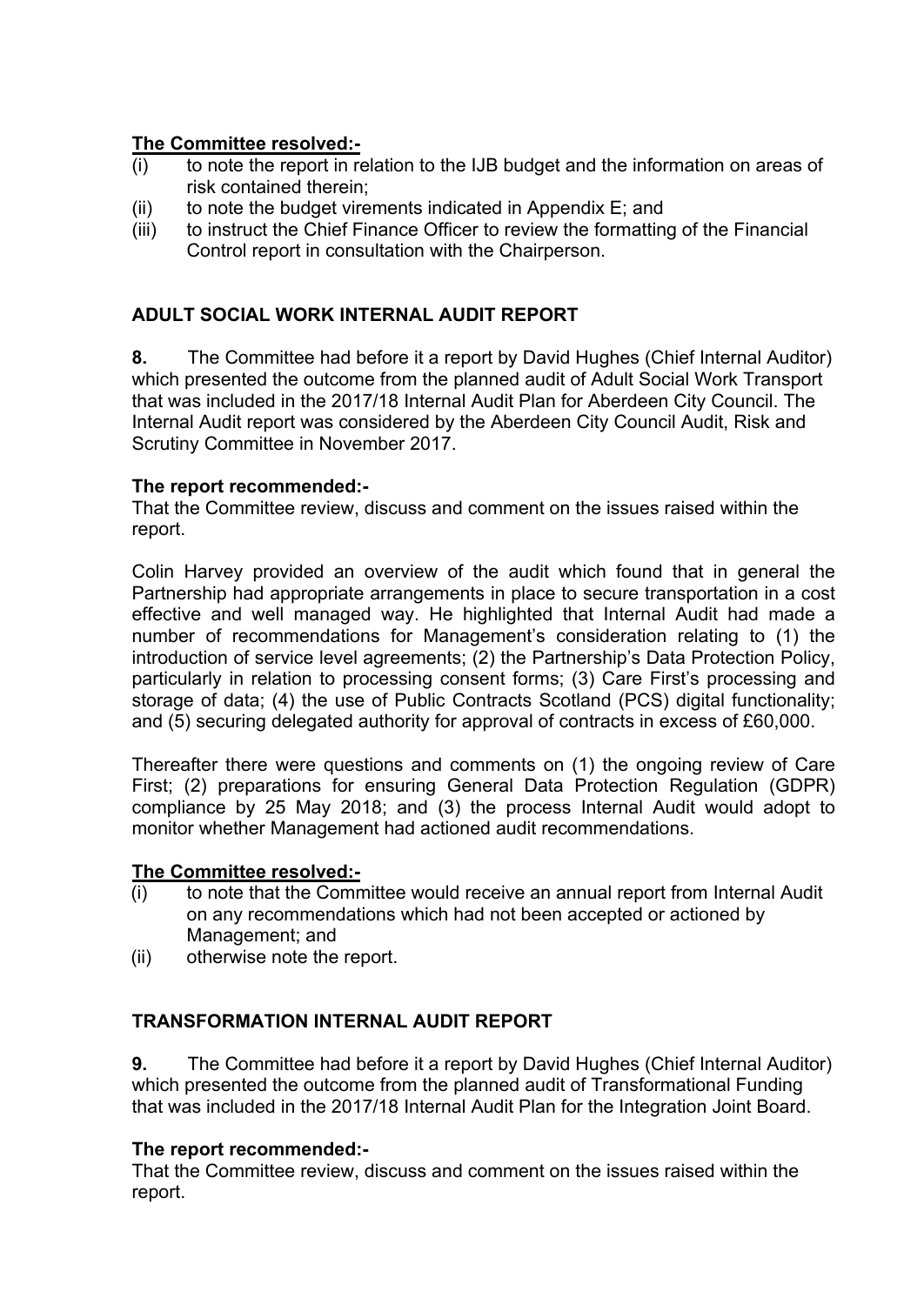**The Committee resolved:-**

(i) to note the report in relation to the IJB budget and the information on areas of risk contained therein;

(ii) to note the budget virements indicated in Appendix E; and

(iii) to instruct the Chief Finance Officer to review the formatting of the Financial Control report in consultation with the Chairperson.

## ADULT SOCIAL WORK INTERNAL AUDIT REPORT

**8.** The Committee had before it a report by David Hughes (Chief Internal Auditor) which presented the outcome from the planned audit of Adult Social Work Transport that was included in the 2017/18 Internal Audit Plan for Aberdeen City Council. The Internal Audit report was considered by the Aberdeen City Council Audit, Risk and Scrutiny Committee in November 2017.

**The report recommended:-**

That the Committee review, discuss and comment on the issues raised within the report.

Colin Harvey provided an overview of the audit which found that in general the Partnership had appropriate arrangements in place to secure transportation in a cost effective and well managed way. He highlighted that Internal Audit had made a number of recommendations for Management's consideration relating to (1) the introduction of service level agreements; (2) the Partnership's Data Protection Policy, particularly in relation to processing consent forms; (3) Care First's processing and storage of data; (4) the use of Public Contracts Scotland (PCS) digital functionality; and (5) securing delegated authority for approval of contracts in excess of £60,000.

Thereafter there were questions and comments on (1) the ongoing review of Care First; (2) preparations for ensuring General Data Protection Regulation (GDPR) compliance by 25 May 2018; and (3) the process Internal Audit would adopt to monitor whether Management had actioned audit recommendations.

**The Committee resolved:-**

(i) to note that the Committee would receive an annual report from Internal Audit on any recommendations which had not been accepted or actioned by Management; and

(ii) otherwise note the report.

## TRANSFORMATION INTERNAL AUDIT REPORT

**9.** The Committee had before it a report by David Hughes (Chief Internal Auditor) which presented the outcome from the planned audit of Transformational Funding that was included in the 2017/18 Internal Audit Plan for the Integration Joint Board.

**The report recommended:-**

That the Committee review, discuss and comment on the issues raised within the report.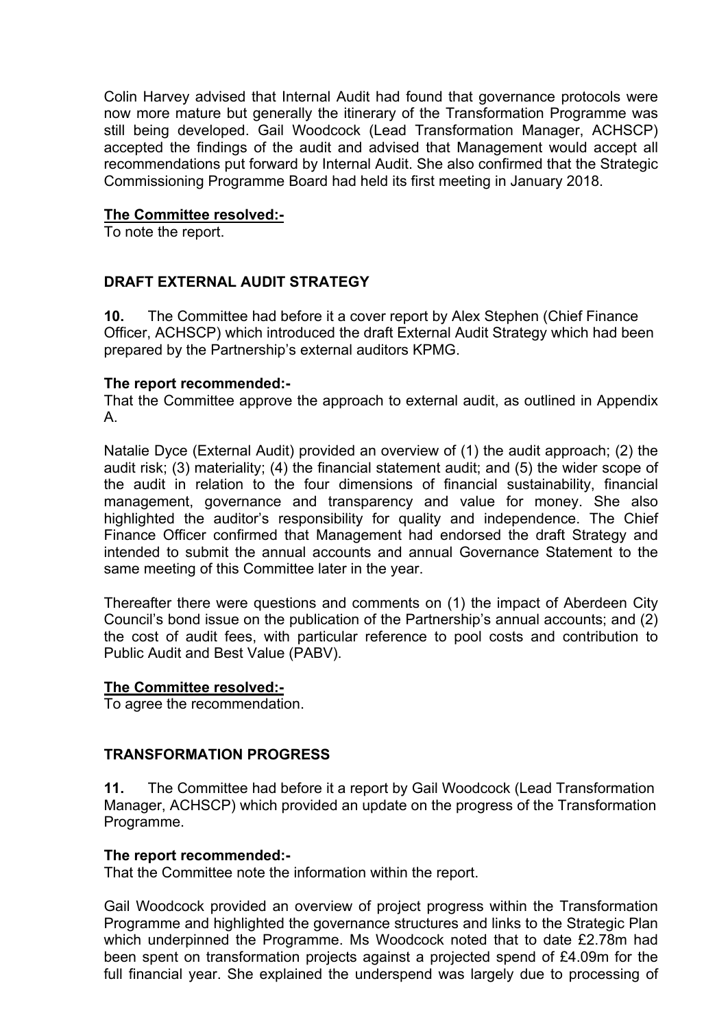Colin Harvey advised that Internal Audit had found that governance protocols were now more mature but generally the itinerary of the Transformation Programme was still being developed. Gail Woodcock (Lead Transformation Manager, ACHSCP) accepted the findings of the audit and advised that Management would accept all recommendations put forward by Internal Audit. She also confirmed that the Strategic Commissioning Programme Board had held its first meeting in January 2018.

**The Committee resolved:-**
To note the report.

## DRAFT EXTERNAL AUDIT STRATEGY

**10.** The Committee had before it a cover report by Alex Stephen (Chief Finance Officer, ACHSCP) which introduced the draft External Audit Strategy which had been prepared by the Partnership's external auditors KPMG.

**The report recommended:-**
That the Committee approve the approach to external audit, as outlined in Appendix A.

Natalie Dyce (External Audit) provided an overview of (1) the audit approach; (2) the audit risk; (3) materiality; (4) the financial statement audit; and (5) the wider scope of the audit in relation to the four dimensions of financial sustainability, financial management, governance and transparency and value for money. She also highlighted the auditor's responsibility for quality and independence. The Chief Finance Officer confirmed that Management had endorsed the draft Strategy and intended to submit the annual accounts and annual Governance Statement to the same meeting of this Committee later in the year.

Thereafter there were questions and comments on (1) the impact of Aberdeen City Council's bond issue on the publication of the Partnership's annual accounts; and (2) the cost of audit fees, with particular reference to pool costs and contribution to Public Audit and Best Value (PABV).

**The Committee resolved:-**
To agree the recommendation.

## TRANSFORMATION PROGRESS

**11.** The Committee had before it a report by Gail Woodcock (Lead Transformation Manager, ACHSCP) which provided an update on the progress of the Transformation Programme.

**The report recommended:-**
That the Committee note the information within the report.

Gail Woodcock provided an overview of project progress within the Transformation Programme and highlighted the governance structures and links to the Strategic Plan which underpinned the Programme. Ms Woodcock noted that to date £2.78m had been spent on transformation projects against a projected spend of £4.09m for the full financial year. She explained the underspend was largely due to processing of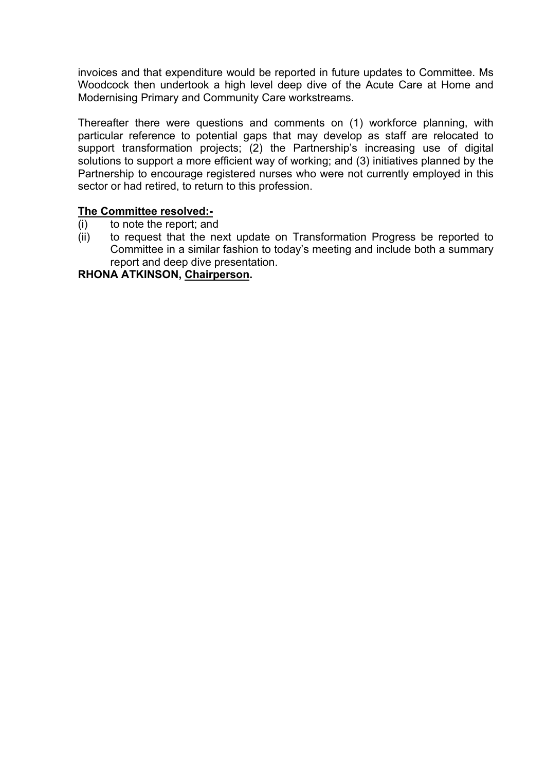invoices and that expenditure would be reported in future updates to Committee. Ms Woodcock then undertook a high level deep dive of the Acute Care at Home and Modernising Primary and Community Care workstreams.

Thereafter there were questions and comments on (1) workforce planning, with particular reference to potential gaps that may develop as staff are relocated to support transformation projects; (2) the Partnership's increasing use of digital solutions to support a more efficient way of working; and (3) initiatives planned by the Partnership to encourage registered nurses who were not currently employed in this sector or had retired, to return to this profession.

**The Committee resolved:-**

(i) to note the report; and

(ii) to request that the next update on Transformation Progress be reported to Committee in a similar fashion to today's meeting and include both a summary report and deep dive presentation.

**RHONA ATKINSON, Chairperson.**